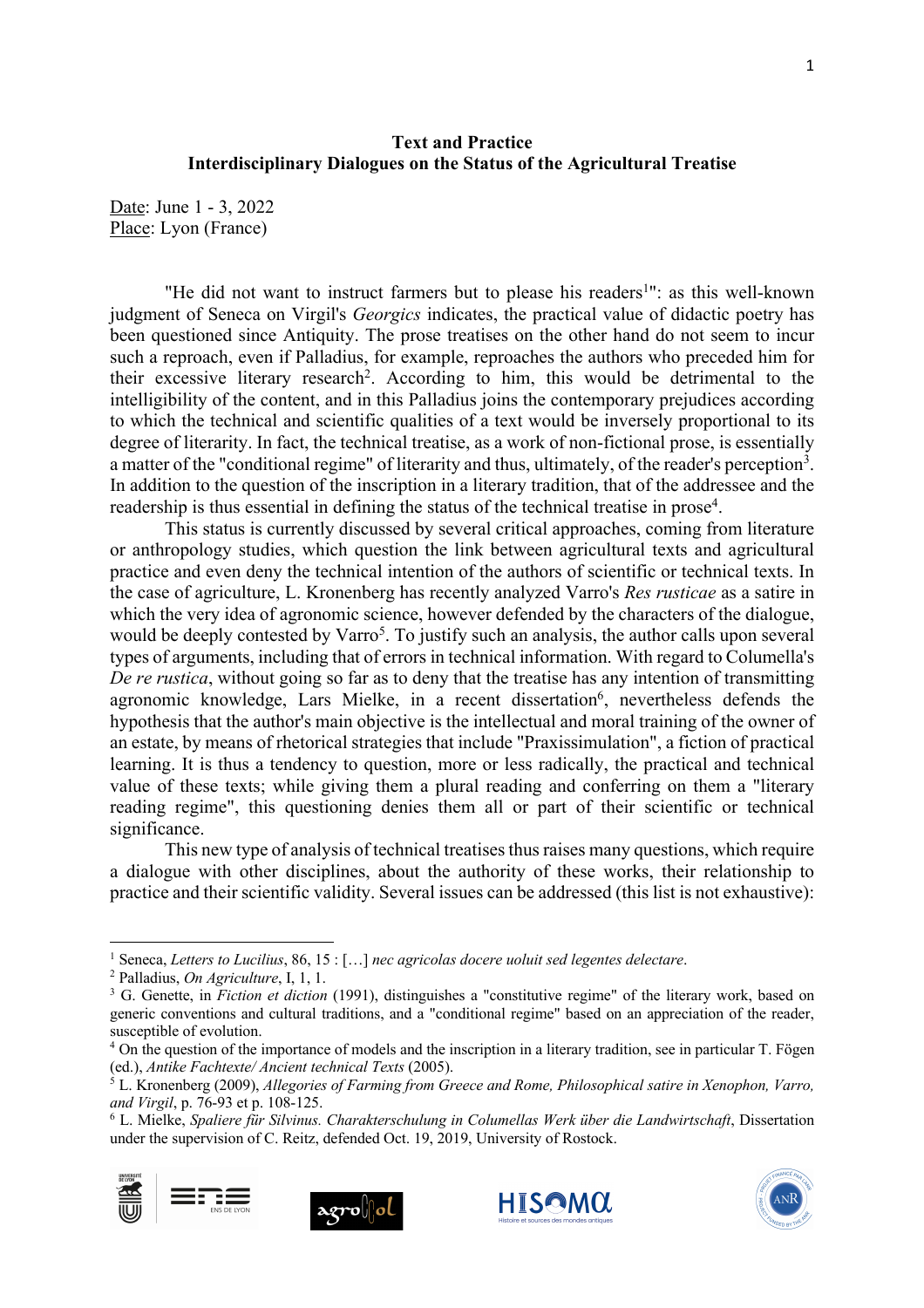**Text and Practice**
**Interdisciplinary Dialogues on the Status of the Agricultural Treatise**

Date: June 1 - 3, 2022
Place: Lyon (France)

"He did not want to instruct farmers but to please his readers[1]": as this well-known judgment of Seneca on Virgil's *Georgics* indicates, the practical value of didactic poetry has been questioned since Antiquity. The prose treatises on the other hand do not seem to incur such a reproach, even if Palladius, for example, reproaches the authors who preceded him for their excessive literary research[2]. According to him, this would be detrimental to the intelligibility of the content, and in this Palladius joins the contemporary prejudices according to which the technical and scientific qualities of a text would be inversely proportional to its degree of literarity. In fact, the technical treatise, as a work of non-fictional prose, is essentially a matter of the "conditional regime" of literarity and thus, ultimately, of the reader's perception[3]. In addition to the question of the inscription in a literary tradition, that of the addressee and the readership is thus essential in defining the status of the technical treatise in prose[4].

This status is currently discussed by several critical approaches, coming from literature or anthropology studies, which question the link between agricultural texts and agricultural practice and even deny the technical intention of the authors of scientific or technical texts. In the case of agriculture, L. Kronenberg has recently analyzed Varro's *Res rusticae* as a satire in which the very idea of agronomic science, however defended by the characters of the dialogue, would be deeply contested by Varro[5]. To justify such an analysis, the author calls upon several types of arguments, including that of errors in technical information. With regard to Columella's *De re rustica*, without going so far as to deny that the treatise has any intention of transmitting agronomic knowledge, Lars Mielke, in a recent dissertation[6], nevertheless defends the hypothesis that the author's main objective is the intellectual and moral training of the owner of an estate, by means of rhetorical strategies that include "Praxissimulation", a fiction of practical learning. It is thus a tendency to question, more or less radically, the practical and technical value of these texts; while giving them a plural reading and conferring on them a "literary reading regime", this questioning denies them all or part of their scientific or technical significance.

This new type of analysis of technical treatises thus raises many questions, which require a dialogue with other disciplines, about the authority of these works, their relationship to practice and their scientific validity. Several issues can be addressed (this list is not exhaustive):

---

[1] Seneca, *Letters to Lucilius*, 86, 15 : […] *nec agricolas docere uoluit sed legentes delectare*.

[2] Palladius, *On Agriculture*, I, 1, 1.

[3] G. Genette, in *Fiction et diction* (1991), distinguishes a "constitutive regime" of the literary work, based on generic conventions and cultural traditions, and a "conditional regime" based on an appreciation of the reader, susceptible of evolution.

[4] On the question of the importance of models and the inscription in a literary tradition, see in particular T. Fögen (ed.), *Antike Fachtexte/ Ancient technical Texts* (2005).

[5] L. Kronenberg (2009), *Allegories of Farming from Greece and Rome, Philosophical satire in Xenophon, Varro, and Virgil*, p. 76-93 et p. 108-125.

[6] L. Mielke, *Spaliere für Silvinus. Charakterschulung in Columellas Werk über die Landwirtschaft*, Dissertation under the supervision of C. Reitz, defended Oct. 19, 2019, University of Rostock.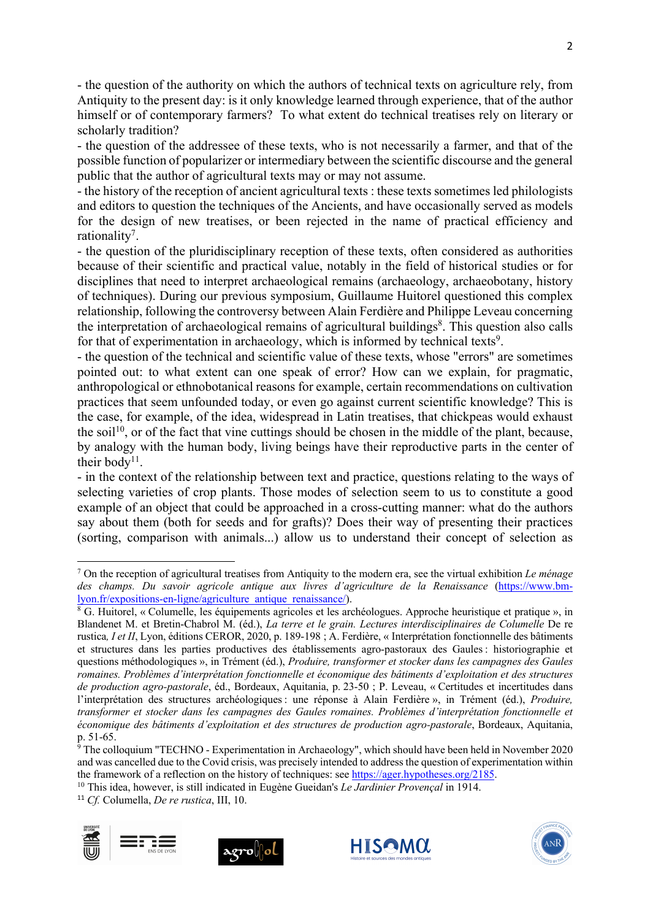- the question of the authority on which the authors of technical texts on agriculture rely, from Antiquity to the present day: is it only knowledge learned through experience, that of the author himself or of contemporary farmers? To what extent do technical treatises rely on literary or scholarly tradition?
- the question of the addressee of these texts, who is not necessarily a farmer, and that of the possible function of popularizer or intermediary between the scientific discourse and the general public that the author of agricultural texts may or may not assume.
- the history of the reception of ancient agricultural texts : these texts sometimes led philologists and editors to question the techniques of the Ancients, and have occasionally served as models for the design of new treatises, or been rejected in the name of practical efficiency and rationality[7].
- the question of the pluridisciplinary reception of these texts, often considered as authorities because of their scientific and practical value, notably in the field of historical studies or for disciplines that need to interpret archaeological remains (archaeology, archaeobotany, history of techniques). During our previous symposium, Guillaume Huitorel questioned this complex relationship, following the controversy between Alain Ferdière and Philippe Leveau concerning the interpretation of archaeological remains of agricultural buildings[8]. This question also calls for that of experimentation in archaeology, which is informed by technical texts[9].
- the question of the technical and scientific value of these texts, whose "errors" are sometimes pointed out: to what extent can one speak of error? How can we explain, for pragmatic, anthropological or ethnobotanical reasons for example, certain recommendations on cultivation practices that seem unfounded today, or even go against current scientific knowledge? This is the case, for example, of the idea, widespread in Latin treatises, that chickpeas would exhaust the soil[10], or of the fact that vine cuttings should be chosen in the middle of the plant, because, by analogy with the human body, living beings have their reproductive parts in the center of their body[11].
- in the context of the relationship between text and practice, questions relating to the ways of selecting varieties of crop plants. Those modes of selection seem to us to constitute a good example of an object that could be approached in a cross-cutting manner: what do the authors say about them (both for seeds and for grafts)? Does their way of presenting their practices (sorting, comparison with animals...) allow us to understand their concept of selection as

---

[7] On the reception of agricultural treatises from Antiquity to the modern era, see the virtual exhibition *Le ménage des champs. Du savoir agricole antique aux livres d'agriculture de la Renaissance* (https://www.bm-lyon.fr/expositions-en-ligne/agriculture_antique_renaissance/).

[8] G. Huitorel, « Columelle, les équipements agricoles et les archéologues. Approche heuristique et pratique », in Blandenet M. et Bretin-Chabrol M. (éd.), *La terre et le grain. Lectures interdisciplinaires de Columelle* De re rustica*, I et II*, Lyon, éditions CEROR, 2020, p. 189-198 ; A. Ferdière, « Interprétation fonctionnelle des bâtiments et structures dans les parties productives des établissements agro-pastoraux des Gaules : historiographie et questions méthodologiques », in Trément (éd.), *Produire, transformer et stocker dans les campagnes des Gaules romaines. Problèmes d'interprétation fonctionnelle et économique des bâtiments d'exploitation et des structures de production agro-pastorale*, éd., Bordeaux, Aquitania, p. 23-50 ; P. Leveau, « Certitudes et incertitudes dans l'interprétation des structures archéologiques : une réponse à Alain Ferdière », in Trément (éd.), *Produire, transformer et stocker dans les campagnes des Gaules romaines. Problèmes d'interprétation fonctionnelle et économique des bâtiments d'exploitation et des structures de production agro-pastorale*, Bordeaux, Aquitania, p. 51-65.

[9] The colloquium "TECHNO - Experimentation in Archaeology", which should have been held in November 2020 and was cancelled due to the Covid crisis, was precisely intended to address the question of experimentation within the framework of a reflection on the history of techniques: see https://ager.hypotheses.org/2185.

[10] This idea, however, is still indicated in Eugène Gueidan's *Le Jardinier Provençal* in 1914.

[11] *Cf.* Columella, *De re rustica*, III, 10.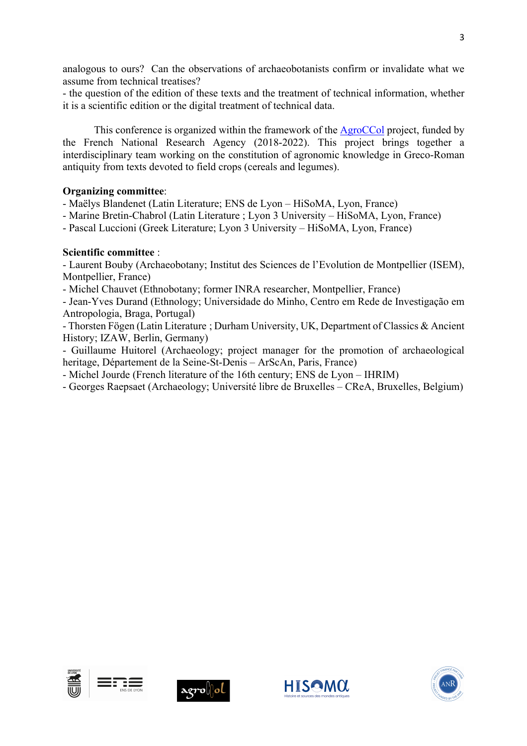analogous to ours? Can the observations of archaeobotanists confirm or invalidate what we assume from technical treatises?

- the question of the edition of these texts and the treatment of technical information, whether it is a scientific edition or the digital treatment of technical data.

This conference is organized within the framework of the [AgroCCol](AgroCCol) project, funded by the French National Research Agency (2018-2022). This project brings together a interdisciplinary team working on the constitution of agronomic knowledge in Greco-Roman antiquity from texts devoted to field crops (cereals and legumes).

**Organizing committee**:

- Maëlys Blandenet (Latin Literature; ENS de Lyon – HiSoMA, Lyon, France)
- Marine Bretin-Chabrol (Latin Literature ; Lyon 3 University – HiSoMA, Lyon, France)
- Pascal Luccioni (Greek Literature; Lyon 3 University – HiSoMA, Lyon, France)

**Scientific committee** :

- Laurent Bouby (Archaeobotany; Institut des Sciences de l'Evolution de Montpellier (ISEM), Montpellier, France)
- Michel Chauvet (Ethnobotany; former INRA researcher, Montpellier, France)
- Jean-Yves Durand (Ethnology; Universidade do Minho, Centro em Rede de Investigação em Antropologia, Braga, Portugal)
- Thorsten Fögen (Latin Literature ; Durham University, UK, Department of Classics & Ancient History; IZAW, Berlin, Germany)
- Guillaume Huitorel (Archaeology; project manager for the promotion of archaeological heritage, Département de la Seine-St-Denis – ArScAn, Paris, France)
- Michel Jourde (French literature of the 16th century; ENS de Lyon – IHRIM)
- Georges Raepsaet (Archaeology; Université libre de Bruxelles – CReA, Bruxelles, Belgium)